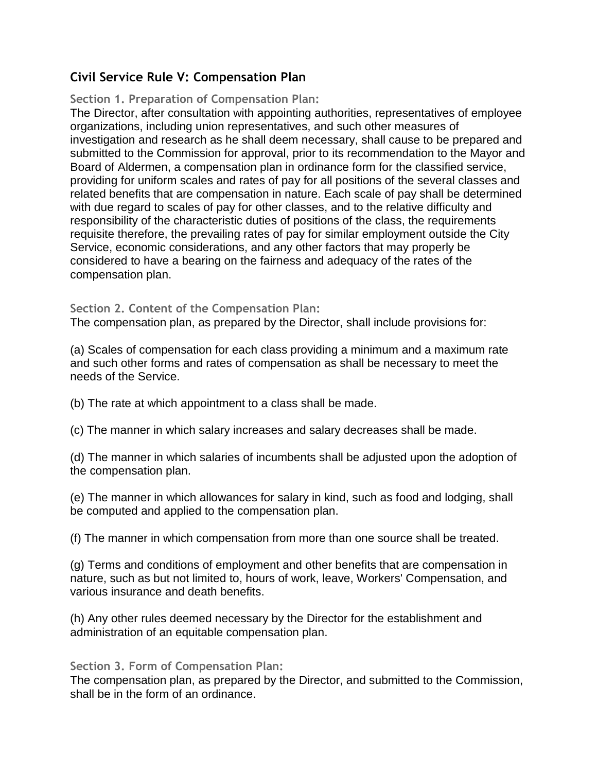## Civil Service Rule V: Compensation Plan

### Section 1. Preparation of Compensation Plan:

The Director, after consultation with appointing authorities, representatives of employee organizations, including union representatives, and such other measures of investigation and research as he shall deem necessary, shall cause to be prepared and submitted to the Commission for approval, prior to its recommendation to the Mayor and Board of Aldermen, a compensation plan in ordinance form for the classified service, providing for uniform scales and rates of pay for all positions of the several classes and related benefits that are compensation in nature. Each scale of pay shall be determined with due regard to scales of pay for other classes, and to the relative difficulty and responsibility of the characteristic duties of positions of the class, the requirements requisite therefore, the prevailing rates of pay for similar employment outside the City Service, economic considerations, and any other factors that may properly be considered to have a bearing on the fairness and adequacy of the rates of the compensation plan.

### Section 2. Content of the Compensation Plan:

The compensation plan, as prepared by the Director, shall include provisions for:

(a) Scales of compensation for each class providing a minimum and a maximum rate and such other forms and rates of compensation as shall be necessary to meet the needs of the Service.

(b) The rate at which appointment to a class shall be made.

(c) The manner in which salary increases and salary decreases shall be made.

(d) The manner in which salaries of incumbents shall be adjusted upon the adoption of the compensation plan.

(e) The manner in which allowances for salary in kind, such as food and lodging, shall be computed and applied to the compensation plan.

(f) The manner in which compensation from more than one source shall be treated.

(g) Terms and conditions of employment and other benefits that are compensation in nature, such as but not limited to, hours of work, leave, Workers' Compensation, and various insurance and death benefits.

(h) Any other rules deemed necessary by the Director for the establishment and administration of an equitable compensation plan.

### Section 3. Form of Compensation Plan:

The compensation plan, as prepared by the Director, and submitted to the Commission, shall be in the form of an ordinance.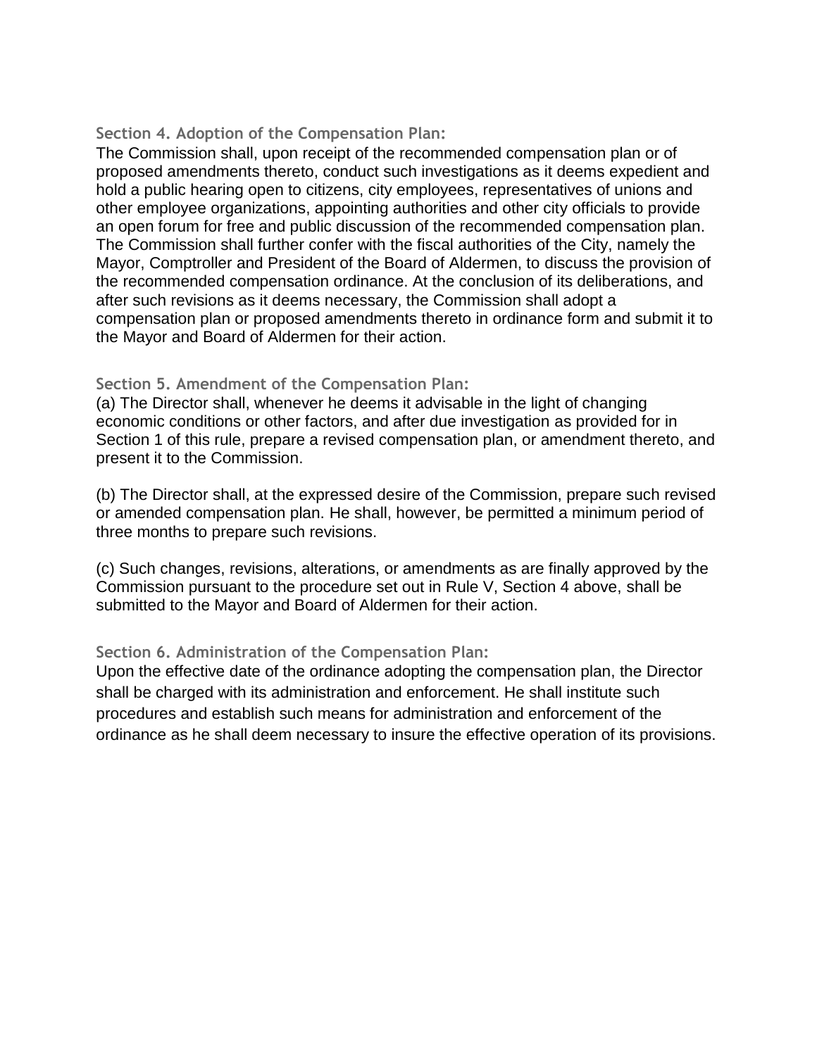### Section 4. Adoption of the Compensation Plan:

The Commission shall, upon receipt of the recommended compensation plan or of proposed amendments thereto, conduct such investigations as it deems expedient and hold a public hearing open to citizens, city employees, representatives of unions and other employee organizations, appointing authorities and other city officials to provide an open forum for free and public discussion of the recommended compensation plan. The Commission shall further confer with the fiscal authorities of the City, namely the Mayor, Comptroller and President of the Board of Aldermen, to discuss the provision of the recommended compensation ordinance. At the conclusion of its deliberations, and after such revisions as it deems necessary, the Commission shall adopt a compensation plan or proposed amendments thereto in ordinance form and submit it to the Mayor and Board of Aldermen for their action.

### Section 5. Amendment of the Compensation Plan:

(a) The Director shall, whenever he deems it advisable in the light of changing economic conditions or other factors, and after due investigation as provided for in Section 1 of this rule, prepare a revised compensation plan, or amendment thereto, and present it to the Commission.

(b) The Director shall, at the expressed desire of the Commission, prepare such revised or amended compensation plan. He shall, however, be permitted a minimum period of three months to prepare such revisions.

(c) Such changes, revisions, alterations, or amendments as are finally approved by the Commission pursuant to the procedure set out in Rule V, Section 4 above, shall be submitted to the Mayor and Board of Aldermen for their action.

### Section 6. Administration of the Compensation Plan:

Upon the effective date of the ordinance adopting the compensation plan, the Director shall be charged with its administration and enforcement. He shall institute such procedures and establish such means for administration and enforcement of the ordinance as he shall deem necessary to insure the effective operation of its provisions.